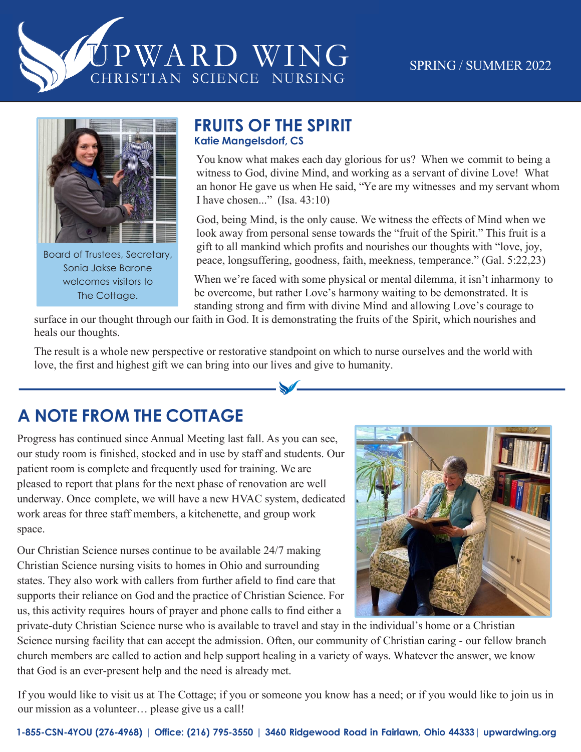# UPWARD WING

CHRISTIAN SCIENCE NURSING

SPRING / SUMMER 2022

Board of Trustees, Secretary, Sonia Jakse Barone welcomes visitors to The Cottage.

## FRUITS OF THE SPIRIT

**Katie Mangelsdorf, CS**

You know what makes each day glorious for us? When we commit to being a witness to God, divine Mind, and working as a servant of divine Love! What an honor He gave us when He said, "Ye are my witnesses and my servant whom I have chosen..." (Isa. 43:10)

God, being Mind, is the only cause. We witness the effects of Mind when we look away from personal sense towards the "fruit of the Spirit." This fruit is a gift to all mankind which profits and nourishes our thoughts with "love, joy, peace, longsuffering, goodness, faith, meekness, temperance." (Gal. 5:22,23)

When we're faced with some physical or mental dilemma, it isn't inharmony to be overcome, but rather Love's harmony waiting to be demonstrated. It is standing strong and firm with divine Mind and allowing Love's courage to surface in our thought through our faith in God. It is demonstrating the fruits of the Spirit, which nourishes and heals our thoughts.

The result is a whole new perspective or restorative standpoint on which to nurse ourselves and the world with love, the first and highest gift we can bring into our lives and give to humanity.

## A NOTE FROM THE COTTAGE

Progress has continued since Annual Meeting last fall. As you can see, our study room is finished, stocked and in use by staff and students. Our patient room is complete and frequently used for training. We are pleased to report that plans for the next phase of renovation are well underway. Once complete, we will have a new HVAC system, dedicated work areas for three staff members, a kitchenette, and group work space.

Our Christian Science nurses continue to be available 24/7 making Christian Science nursing visits to homes in Ohio and surrounding states. They also work with callers from further afield to find care that supports their reliance on God and the practice of Christian Science. For us, this activity requires hours of prayer and phone calls to find either a private-duty Christian Science nurse who is available to travel and stay in the individual's home or a Christian Science nursing facility that can accept the admission. Often, our community of Christian caring - our fellow branch church members are called to action and help support healing in a variety of ways. Whatever the answer, we know that God is an ever-present help and the need is already met.

If you would like to visit us at The Cottage; if you or someone you know has a need; or if you would like to join us in our mission as a volunteer… please give us a call!

**1-855-CSN-4YOU (276-4968) | Office: (216) 795-3550 | 3460 Ridgewood Road in Fairlawn, Ohio 44333| upwardwing.org**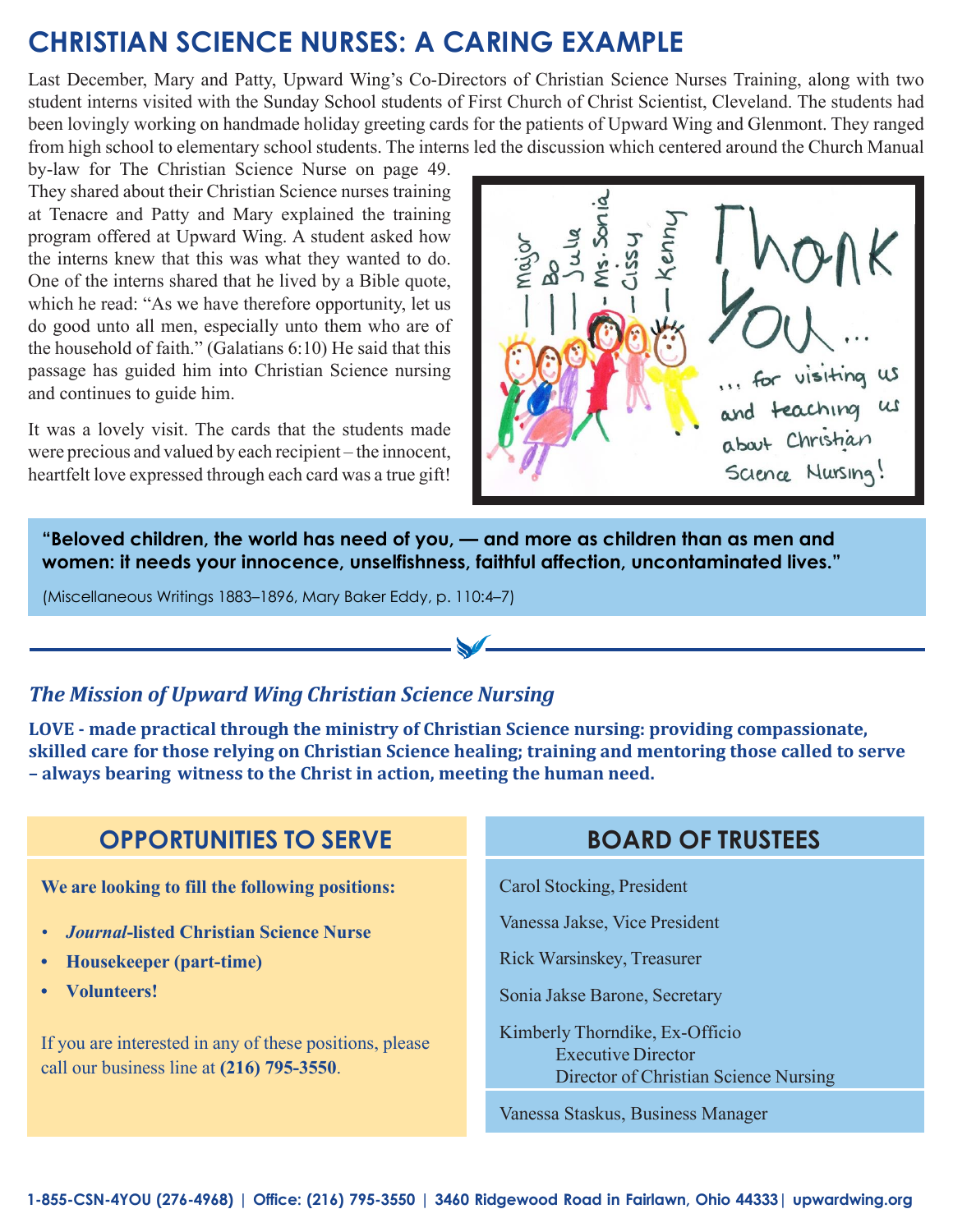# CHRISTIAN SCIENCE NURSES: A CARING EXAMPLE

Last December, Mary and Patty, Upward Wing's Co-Directors of Christian Science Nurses Training, along with two student interns visited with the Sunday School students of First Church of Christ Scientist, Cleveland. The students had been lovingly working on handmade holiday greeting cards for the patients of Upward Wing and Glenmont. They ranged from high school to elementary school students. The interns led the discussion which centered around the Church Manual by-law for The Christian Science Nurse on page 49. They shared about their Christian Science nurses training at Tenacre and Patty and Mary explained the training program offered at Upward Wing. A student asked how the interns knew that this was what they wanted to do. One of the interns shared that he lived by a Bible quote, which he read: "As we have therefore opportunity, let us do good unto all men, especially unto them who are of the household of faith." (Galatians 6:10) He said that this passage has guided him into Christian Science nursing and continues to guide him.

It was a lovely visit. The cards that the students made were precious and valued by each recipient – the innocent, heartfelt love expressed through each card was a true gift!

Major | Bo | Julia | Ms. Sonia | Cissy | Kenny

Thank you... ...for visiting us and teaching us about Christian Science Nursing!

> **"Beloved children, the world has need of you, — and more as children than as men and women: it needs your innocence, unselfishness, faithful affection, uncontaminated lives."**
>
> (Miscellaneous Writings 1883–1896, Mary Baker Eddy, p. 110:4–7)

### *The Mission of Upward Wing Christian Science Nursing*

**LOVE - made practical through the ministry of Christian Science nursing: providing compassionate, skilled care for those relying on Christian Science healing; training and mentoring those called to serve – always bearing witness to the Christ in action, meeting the human need.**

## OPPORTUNITIES TO SERVE

**We are looking to fill the following positions:**

- ***Journal*-listed Christian Science Nurse**
- **Housekeeper (part-time)**
- **Volunteers!**

If you are interested in any of these positions, please call our business line at **(216) 795-3550**.

## BOARD OF TRUSTEES

Carol Stocking, President

Vanessa Jakse, Vice President

Rick Warsinskey, Treasurer

Sonia Jakse Barone, Secretary

Kimberly Thorndike, Ex-Officio
Executive Director
Director of Christian Science Nursing

Vanessa Staskus, Business Manager

**1-855-CSN-4YOU (276-4968) | Office: (216) 795-3550 | 3460 Ridgewood Road in Fairlawn, Ohio 44333 | upwardwing.org**